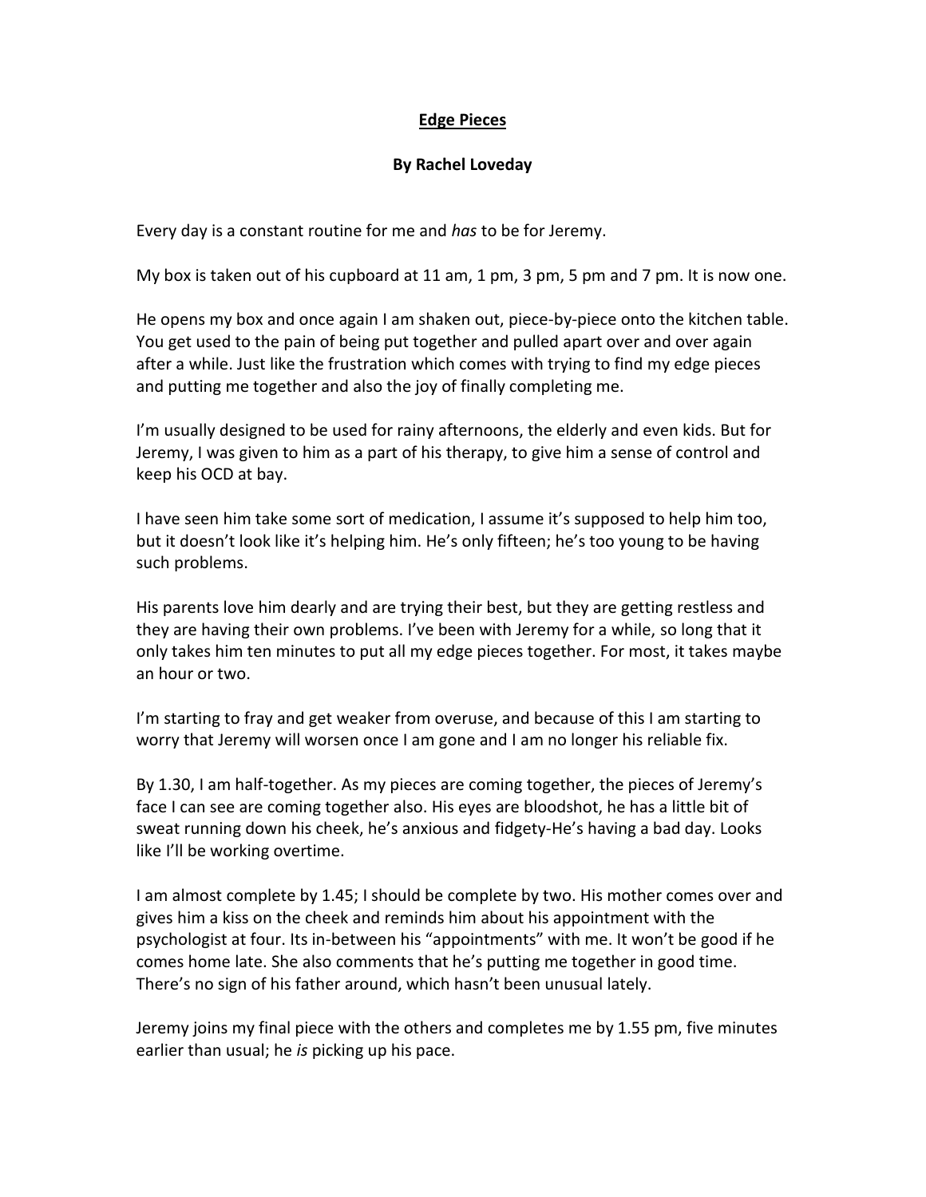**<u>Edge Pieces</u>**

**By Rachel Loveday**

Every day is a constant routine for me and *has* to be for Jeremy.

My box is taken out of his cupboard at 11 am, 1 pm, 3 pm, 5 pm and 7 pm. It is now one.

He opens my box and once again I am shaken out, piece-by-piece onto the kitchen table. You get used to the pain of being put together and pulled apart over and over again after a while. Just like the frustration which comes with trying to find my edge pieces and putting me together and also the joy of finally completing me.

I'm usually designed to be used for rainy afternoons, the elderly and even kids. But for Jeremy, I was given to him as a part of his therapy, to give him a sense of control and keep his OCD at bay.

I have seen him take some sort of medication, I assume it's supposed to help him too, but it doesn't look like it's helping him. He's only fifteen; he's too young to be having such problems.

His parents love him dearly and are trying their best, but they are getting restless and they are having their own problems. I've been with Jeremy for a while, so long that it only takes him ten minutes to put all my edge pieces together. For most, it takes maybe an hour or two.

I'm starting to fray and get weaker from overuse, and because of this I am starting to worry that Jeremy will worsen once I am gone and I am no longer his reliable fix.

By 1.30, I am half-together. As my pieces are coming together, the pieces of Jeremy's face I can see are coming together also. His eyes are bloodshot, he has a little bit of sweat running down his cheek, he's anxious and fidgety-He's having a bad day. Looks like I'll be working overtime.

I am almost complete by 1.45; I should be complete by two. His mother comes over and gives him a kiss on the cheek and reminds him about his appointment with the psychologist at four. Its in-between his "appointments" with me. It won't be good if he comes home late. She also comments that he's putting me together in good time. There's no sign of his father around, which hasn't been unusual lately.

Jeremy joins my final piece with the others and completes me by 1.55 pm, five minutes earlier than usual; he *is* picking up his pace.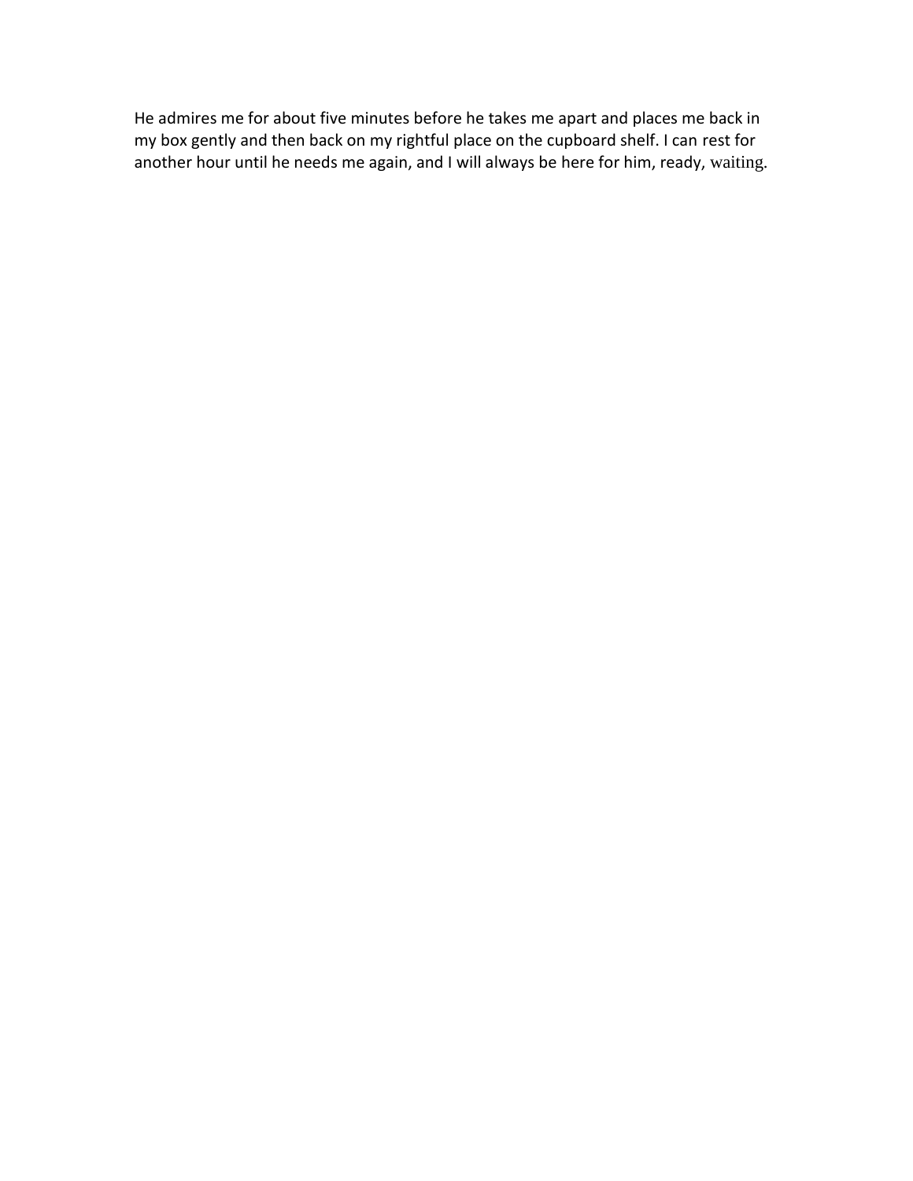He admires me for about five minutes before he takes me apart and places me back in my box gently and then back on my rightful place on the cupboard shelf. I can rest for another hour until he needs me again, and I will always be here for him, ready, waiting.